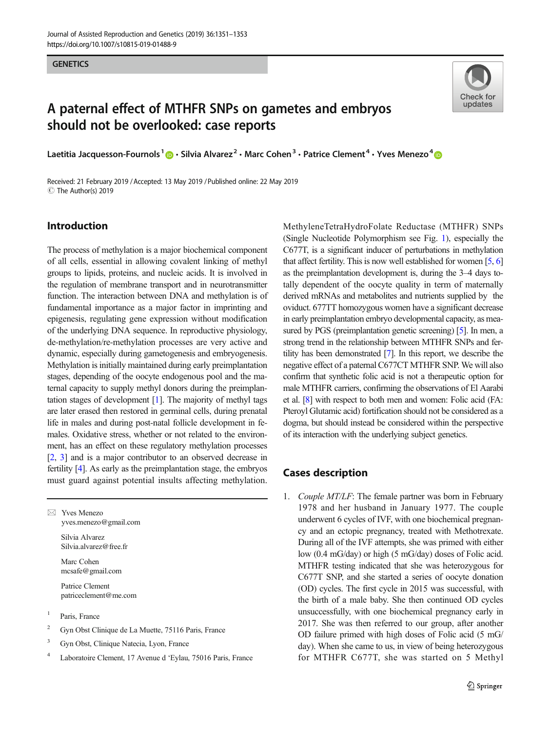GENETICS

# A paternal effect of MTHFR SNPs on gametes and embryos should not be overlooked: case reports

Laetitia Jacquesson-Fournols[1] · Silvia Alvarez[2] · Marc Cohen[3] · Patrice Clement[4] · Yves Menezo[4]

Received: 21 February 2019 / Accepted: 13 May 2019 / Published online: 22 May 2019
© The Author(s) 2019

## Introduction

The process of methylation is a major biochemical component of all cells, essential in allowing covalent linking of methyl groups to lipids, proteins, and nucleic acids. It is involved in the regulation of membrane transport and in neurotransmitter function. The interaction between DNA and methylation is of fundamental importance as a major factor in imprinting and epigenesis, regulating gene expression without modification of the underlying DNA sequence. In reproductive physiology, de-methylation/re-methylation processes are very active and dynamic, especially during gametogenesis and embryogenesis. Methylation is initially maintained during early preimplantation stages, depending of the oocyte endogenous pool and the maternal capacity to supply methyl donors during the preimplantation stages of development [1]. The majority of methyl tags are later erased then restored in germinal cells, during prenatal life in males and during post-natal follicle development in females. Oxidative stress, whether or not related to the environment, has an effect on these regulatory methylation processes [2, 3] and is a major contributor to an observed decrease in fertility [4]. As early as the preimplantation stage, the embryos must guard against potential insults affecting methylation. MethyleneTetraHydroFolate Reductase (MTHFR) SNPs (Single Nucleotide Polymorphism see Fig. 1), especially the C677T, is a significant inducer of perturbations in methylation that affect fertility. This is now well established for women [5, 6] as the preimplantation development is, during the 3–4 days totally dependent of the oocyte quality in term of maternally derived mRNAs and metabolites and nutrients supplied by the oviduct. 677TT homozygous women have a significant decrease in early preimplantation embryo developmental capacity, as measured by PGS (preimplantation genetic screening) [5]. In men, a strong trend in the relationship between MTHFR SNPs and fertility has been demonstrated [7]. In this report, we describe the negative effect of a paternal C677CT MTHFR SNP. We will also confirm that synthetic folic acid is not a therapeutic option for male MTHFR carriers, confirming the observations of El Aarabi et al. [8] with respect to both men and women: Folic acid (FA: Pteroyl Glutamic acid) fortification should not be considered as a dogma, but should instead be considered within the perspective of its interaction with the underlying subject genetics.

## Cases description

1. *Couple MT/LF*: The female partner was born in February 1978 and her husband in January 1977. The couple underwent 6 cycles of IVF, with one biochemical pregnancy and an ectopic pregnancy, treated with Methotrexate. During all of the IVF attempts, she was primed with either low (0.4 mG/day) or high (5 mG/day) doses of Folic acid. MTHFR testing indicated that she was heterozygous for C677T SNP, and she started a series of oocyte donation (OD) cycles. The first cycle in 2015 was successful, with the birth of a male baby. She then continued OD cycles unsuccessfully, with one biochemical pregnancy early in 2017. She was then referred to our group, after another OD failure primed with high doses of Folic acid (5 mG/day). When she came to us, in view of being heterozygous for MTHFR C677T, she was started on 5 Methyl

---

✉ Yves Menezo
yves.menezo@gmail.com

Silvia Alvarez
Silvia.alvarez@free.fr

Marc Cohen
mcsafe@gmail.com

Patrice Clement
patriceclement@me.com

[1] Paris, France

[2] Gyn Obst Clinique de La Muette, 75116 Paris, France

[3] Gyn Obst, Clinique Natecia, Lyon, France

[4] Laboratoire Clement, 17 Avenue d 'Eylau, 75016 Paris, France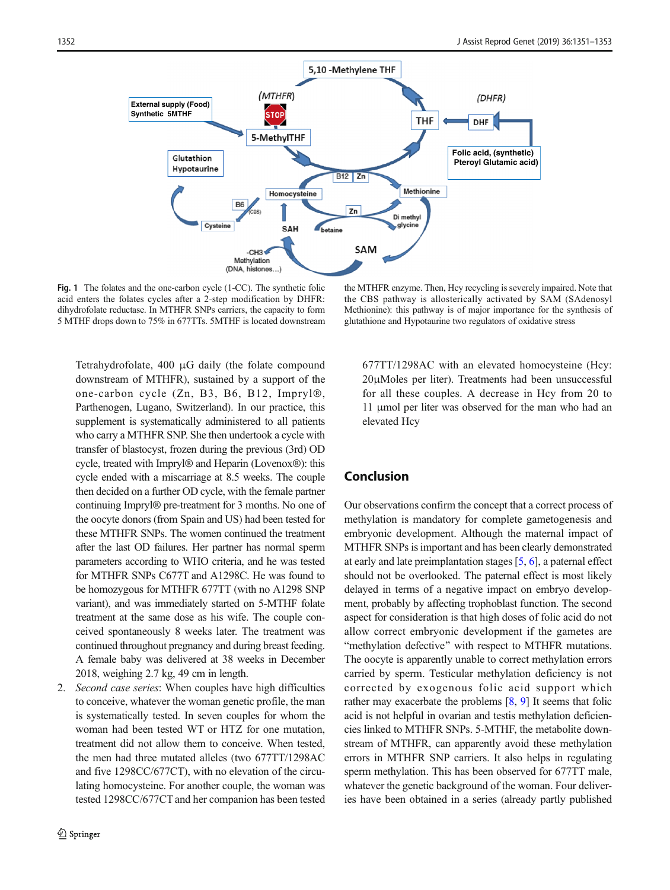Fig. 1 The folates and the one-carbon cycle (1-CC). The synthetic folic acid enters the folates cycles after a 2-step modification by DHFR: dihydrofolate reductase. In MTHFR SNPs carriers, the capacity to form 5 MTHF drops down to 75% in 677TTs. 5MTHF is located downstream the MTHFR enzyme. Then, Hcy recycling is severely impaired. Note that the CBS pathway is allosterically activated by SAM (SAdenosyl Methionine): this pathway is of major importance for the synthesis of glutathione and Hypotaurine two regulators of oxidative stress

Tetrahydrofolate, 400 µG daily (the folate compound downstream of MTHFR), sustained by a support of the one-carbon cycle (Zn, B3, B6, B12, Impryl®, Parthenogen, Lugano, Switzerland). In our practice, this supplement is systematically administered to all patients who carry a MTHFR SNP. She then undertook a cycle with transfer of blastocyst, frozen during the previous (3rd) OD cycle, treated with Impryl® and Heparin (Lovenox®): this cycle ended with a miscarriage at 8.5 weeks. The couple then decided on a further OD cycle, with the female partner continuing Impryl® pre-treatment for 3 months. No one of the oocyte donors (from Spain and US) had been tested for these MTHFR SNPs. The women continued the treatment after the last OD failures. Her partner has normal sperm parameters according to WHO criteria, and he was tested for MTHFR SNPs C677T and A1298C. He was found to be homozygous for MTHFR 677TT (with no A1298 SNP variant), and was immediately started on 5-MTHF folate treatment at the same dose as his wife. The couple conceived spontaneously 8 weeks later. The treatment was continued throughout pregnancy and during breast feeding. A female baby was delivered at 38 weeks in December 2018, weighing 2.7 kg, 49 cm in length.

2. *Second case series*: When couples have high difficulties to conceive, whatever the woman genetic profile, the man is systematically tested. In seven couples for whom the woman had been tested WT or HTZ for one mutation, treatment did not allow them to conceive. When tested, the men had three mutated alleles (two 677TT/1298AC and five 1298CC/677CT), with no elevation of the circulating homocysteine. For another couple, the woman was tested 1298CC/677CT and her companion has been tested 677TT/1298AC with an elevated homocysteine (Hcy: 20µMoles per liter). Treatments had been unsuccessful for all these couples. A decrease in Hcy from 20 to 11 µmol per liter was observed for the man who had an elevated Hcy

## Conclusion

Our observations confirm the concept that a correct process of methylation is mandatory for complete gametogenesis and embryonic development. Although the maternal impact of MTHFR SNPs is important and has been clearly demonstrated at early and late preimplantation stages [5, 6], a paternal effect should not be overlooked. The paternal effect is most likely delayed in terms of a negative impact on embryo development, probably by affecting trophoblast function. The second aspect for consideration is that high doses of folic acid do not allow correct embryonic development if the gametes are "methylation defective" with respect to MTHFR mutations. The oocyte is apparently unable to correct methylation errors carried by sperm. Testicular methylation deficiency is not corrected by exogenous folic acid support which rather may exacerbate the problems [8, 9] It seems that folic acid is not helpful in ovarian and testis methylation deficiencies linked to MTHFR SNPs. 5-MTHF, the metabolite downstream of MTHFR, can apparently avoid these methylation errors in MTHFR SNP carriers. It also helps in regulating sperm methylation. This has been observed for 677TT male, whatever the genetic background of the woman. Four deliveries have been obtained in a series (already partly published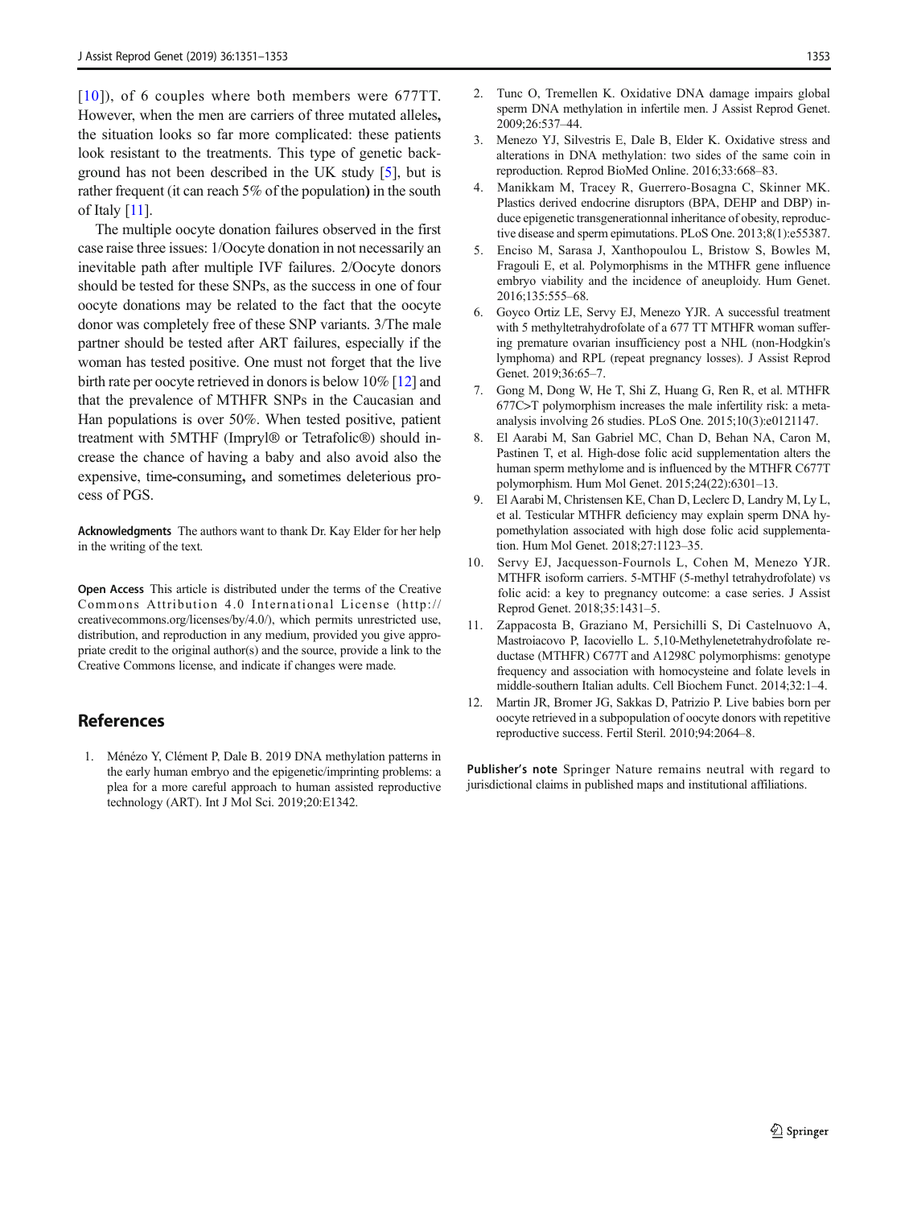[10]), of 6 couples where both members were 677TT. However, when the men are carriers of three mutated alleles, the situation looks so far more complicated: these patients look resistant to the treatments. This type of genetic background has not been described in the UK study [5], but is rather frequent (it can reach 5% of the population) in the south of Italy [11].

The multiple oocyte donation failures observed in the first case raise three issues: 1/Oocyte donation in not necessarily an inevitable path after multiple IVF failures. 2/Oocyte donors should be tested for these SNPs, as the success in one of four oocyte donations may be related to the fact that the oocyte donor was completely free of these SNP variants. 3/The male partner should be tested after ART failures, especially if the woman has tested positive. One must not forget that the live birth rate per oocyte retrieved in donors is below 10% [12] and that the prevalence of MTHFR SNPs in the Caucasian and Han populations is over 50%. When tested positive, patient treatment with 5MTHF (Impryl® or Tetrafolic®) should increase the chance of having a baby and also avoid also the expensive, time-consuming, and sometimes deleterious process of PGS.

**Acknowledgments** The authors want to thank Dr. Kay Elder for her help in the writing of the text.

**Open Access** This article is distributed under the terms of the Creative Commons Attribution 4.0 International License (http://creativecommons.org/licenses/by/4.0/), which permits unrestricted use, distribution, and reproduction in any medium, provided you give appropriate credit to the original author(s) and the source, provide a link to the Creative Commons license, and indicate if changes were made.

## References

1. Ménézo Y, Clément P, Dale B. 2019 DNA methylation patterns in the early human embryo and the epigenetic/imprinting problems: a plea for a more careful approach to human assisted reproductive technology (ART). Int J Mol Sci. 2019;20:E1342.
2. Tunc O, Tremellen K. Oxidative DNA damage impairs global sperm DNA methylation in infertile men. J Assist Reprod Genet. 2009;26:537–44.
3. Menezo YJ, Silvestris E, Dale B, Elder K. Oxidative stress and alterations in DNA methylation: two sides of the same coin in reproduction. Reprod BioMed Online. 2016;33:668–83.
4. Manikkam M, Tracey R, Guerrero-Bosagna C, Skinner MK. Plastics derived endocrine disruptors (BPA, DEHP and DBP) induce epigenetic transgenerationnal inheritance of obesity, reproductive disease and sperm epimutations. PLoS One. 2013;8(1):e55387.
5. Enciso M, Sarasa J, Xanthopoulou L, Bristow S, Bowles M, Fragouli E, et al. Polymorphisms in the MTHFR gene influence embryo viability and the incidence of aneuploidy. Hum Genet. 2016;135:555–68.
6. Goyco Ortiz LE, Servy EJ, Menezo YJR. A successful treatment with 5 methyltetrahydrofolate of a 677 TT MTHFR woman suffering premature ovarian insufficiency post a NHL (non-Hodgkin's lymphoma) and RPL (repeat pregnancy losses). J Assist Reprod Genet. 2019;36:65–7.
7. Gong M, Dong W, He T, Shi Z, Huang G, Ren R, et al. MTHFR 677C>T polymorphism increases the male infertility risk: a meta-analysis involving 26 studies. PLoS One. 2015;10(3):e0121147.
8. El Aarabi M, San Gabriel MC, Chan D, Behan NA, Caron M, Pastinen T, et al. High-dose folic acid supplementation alters the human sperm methylome and is influenced by the MTHFR C677T polymorphism. Hum Mol Genet. 2015;24(22):6301–13.
9. El Aarabi M, Christensen KE, Chan D, Leclerc D, Landry M, Ly L, et al. Testicular MTHFR deficiency may explain sperm DNA hypomethylation associated with high dose folic acid supplementation. Hum Mol Genet. 2018;27:1123–35.
10. Servy EJ, Jacquesson-Fournols L, Cohen M, Menezo YJR. MTHFR isoform carriers. 5-MTHF (5-methyl tetrahydrofolate) vs folic acid: a key to pregnancy outcome: a case series. J Assist Reprod Genet. 2018;35:1431–5.
11. Zappacosta B, Graziano M, Persichilli S, Di Castelnuovo A, Mastroiacovo P, Iacoviello L. 5,10-Methylenetetrahydrofolate reductase (MTHFR) C677T and A1298C polymorphisms: genotype frequency and association with homocysteine and folate levels in middle-southern Italian adults. Cell Biochem Funct. 2014;32:1–4.
12. Martin JR, Bromer JG, Sakkas D, Patrizio P. Live babies born per oocyte retrieved in a subpopulation of oocyte donors with repetitive reproductive success. Fertil Steril. 2010;94:2064–8.

**Publisher's note** Springer Nature remains neutral with regard to jurisdictional claims in published maps and institutional affiliations.